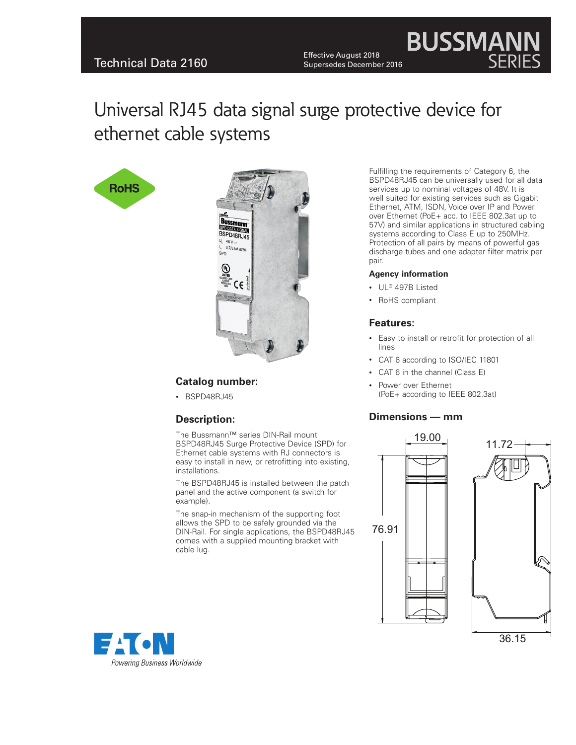Technical Data 2160

Effective August 2018
Supersedes December 2016

# Universal RJ45 data signal surge protective device for ethernet cable systems

## Catalog number:

- BSPD48RJ45

## Description:

The Bussmann™ series DIN-Rail mount BSPD48RJ45 Surge Protective Device (SPD) for Ethernet cable systems with RJ connectors is easy to install in new, or retrofitting into existing, installations.

The BSPD48RJ45 is installed between the patch panel and the active component (a switch for example).

The snap-in mechanism of the supporting foot allows the SPD to be safely grounded via the DIN-Rail. For single applications, the BSPD48RJ45 comes with a supplied mounting bracket with cable lug.

Fulfilling the requirements of Category 6, the BSPD48RJ45 can be universally used for all data services up to nominal voltages of 48V. It is well suited for existing services such as Gigabit Ethernet, ATM, ISDN, Voice over IP and Power over Ethernet (PoE+ acc. to IEEE 802.3at up to 57V) and similar applications in structured cabling systems according to Class E up to 250MHz. Protection of all pairs by means of powerful gas discharge tubes and one adapter filter matrix per pair.

### Agency information

- UL® 497B Listed
- RoHS compliant

## Features:

- Easy to install or retrofit for protection of all lines
- CAT 6 according to ISO/IEC 11801
- CAT 6 in the channel (Class E)
- Power over Ethernet (PoE+ according to IEEE 802.3at)

## Dimensions — mm

19.00

11.72

76.91

36.15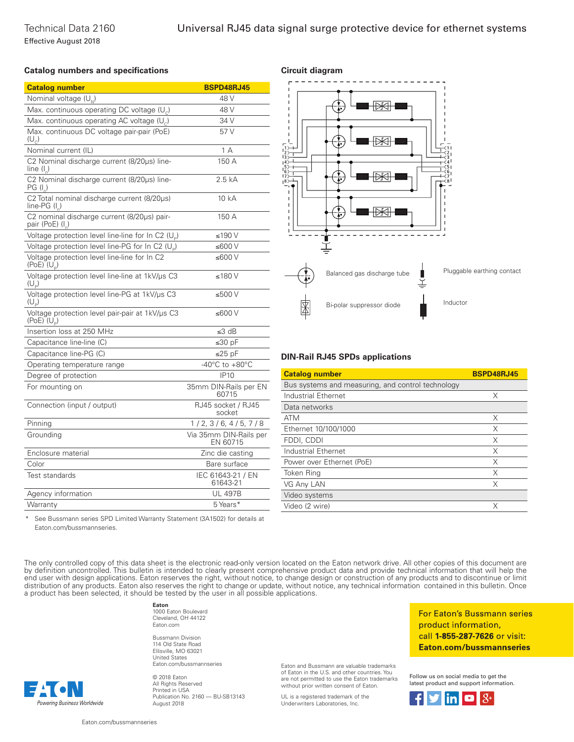## Catalog numbers and specifications

| Catalog number | BSPD48RJ45 |
|---|---|
| Nominal voltage ($U_N$) | 48 V |
| Max. continuous operating DC voltage ($U_c$) | 48 V |
| Max. continuous operating AC voltage ($U_c$) | 34 V |
| Max. continuous DC voltage pair-pair (PoE) ($U_c$) | 57 V |
| Nominal current (IL) | 1 A |
| C2 Nominal discharge current (8/20µs) line-line ($I_n$) | 150 A |
| C2 Nominal discharge current (8/20µs) line-PG ($I_n$) | 2.5 kA |
| C2 Total nominal discharge current (8/20µs) line-PG ($I_n$) | 10 kA |
| C2 nominal discharge current (8/20µs) pair-pair (PoE) ($I_n$) | 150 A |
| Voltage protection level line-line for In C2 ($U_p$) | ≤190 V |
| Voltage protection level line-PG for In C2 ($U_p$) | ≤600 V |
| Voltage protection level line-line for In C2 (PoE) ($U_p$) | ≤600 V |
| Voltage protection level line-line at 1kV/µs C3 ($U_p$) | ≤180 V |
| Voltage protection level line-PG at 1kV/µs C3 ($U_p$) | ≤500 V |
| Voltage protection level pair-pair at 1kV/µs C3 (PoE) ($U_p$) | ≤600 V |
| Insertion loss at 250 MHz | ≤3 dB |
| Capacitance line-line (C) | ≤30 pF |
| Capacitance line-PG (C) | ≤25 pF |
| Operating temperature range | -40°C to +80°C |
| Degree of protection | IP10 |
| For mounting on | 35mm DIN-Rails per EN 60715 |
| Connection (input / output) | RJ45 socket / RJ45 socket |
| Pinning | 1 / 2, 3 / 6, 4 / 5, 7 / 8 |
| Grounding | Via 35mm DIN-Rails per EN 60715 |
| Enclosure material | Zinc die casting |
| Color | Bare surface |
| Test standards | IEC 61643-21 / EN 61643-21 |
| Agency information | UL 497B |
| Warranty | 5 Years* |

\* See Bussmann series SPD Limited Warranty Statement (3A1502) for details at Eaton.com/bussmannseries.

## Circuit diagram

Balanced gas discharge tube

Pluggable earthing contact

Bi-polar suppressor diode

Inductor

## DIN-Rail RJ45 SPDs applications

| Catalog number | BSPD48RJ45 |
|---|---|
| Bus systems and measuring, and control technology | |
| Industrial Ethernet | X |
| Data networks | |
| ATM | X |
| Ethernet 10/100/1000 | X |
| FDDI, CDDI | X |
| Industrial Ethernet | X |
| Power over Ethernet (PoE) | X |
| Token Ring | X |
| VG Any LAN | X |
| Video systems | |
| Video (2 wire) | X |

The only controlled copy of this data sheet is the electronic read-only version located on the Eaton network drive. All other copies of this document are by definition uncontrolled. This bulletin is intended to clearly present comprehensive product data and provide technical information that will help the end user with design applications. Eaton reserves the right, without notice, to change design or construction of any products and to discontinue or limit distribution of any products. Eaton also reserves the right to change or update, without notice, any technical information contained in this bulletin. Once a product has been selected, it should be tested by the user in all possible applications.

**Eaton**
1000 Eaton Boulevard
Cleveland, OH 44122
Eaton.com

Bussmann Division
114 Old State Road
Ellisville, MO 63021
United States
Eaton.com/bussmannseries

© 2018 Eaton
All Rights Reserved
Printed in USA
Publication No. 2160 — BU-SB13143
August 2018

Eaton and Bussmann are valuable trademarks of Eaton in the U.S. and other countries. You are not permitted to use the Eaton trademarks without prior written consent of Eaton.

UL is a registered trademark of the Underwriters Laboratories, Inc.

For Eaton's Bussmann series product information, call **1-855-287-7626** or visit: **Eaton.com/bussmannseries**

Follow us on social media to get the latest product and support information.

Powering Business Worldwide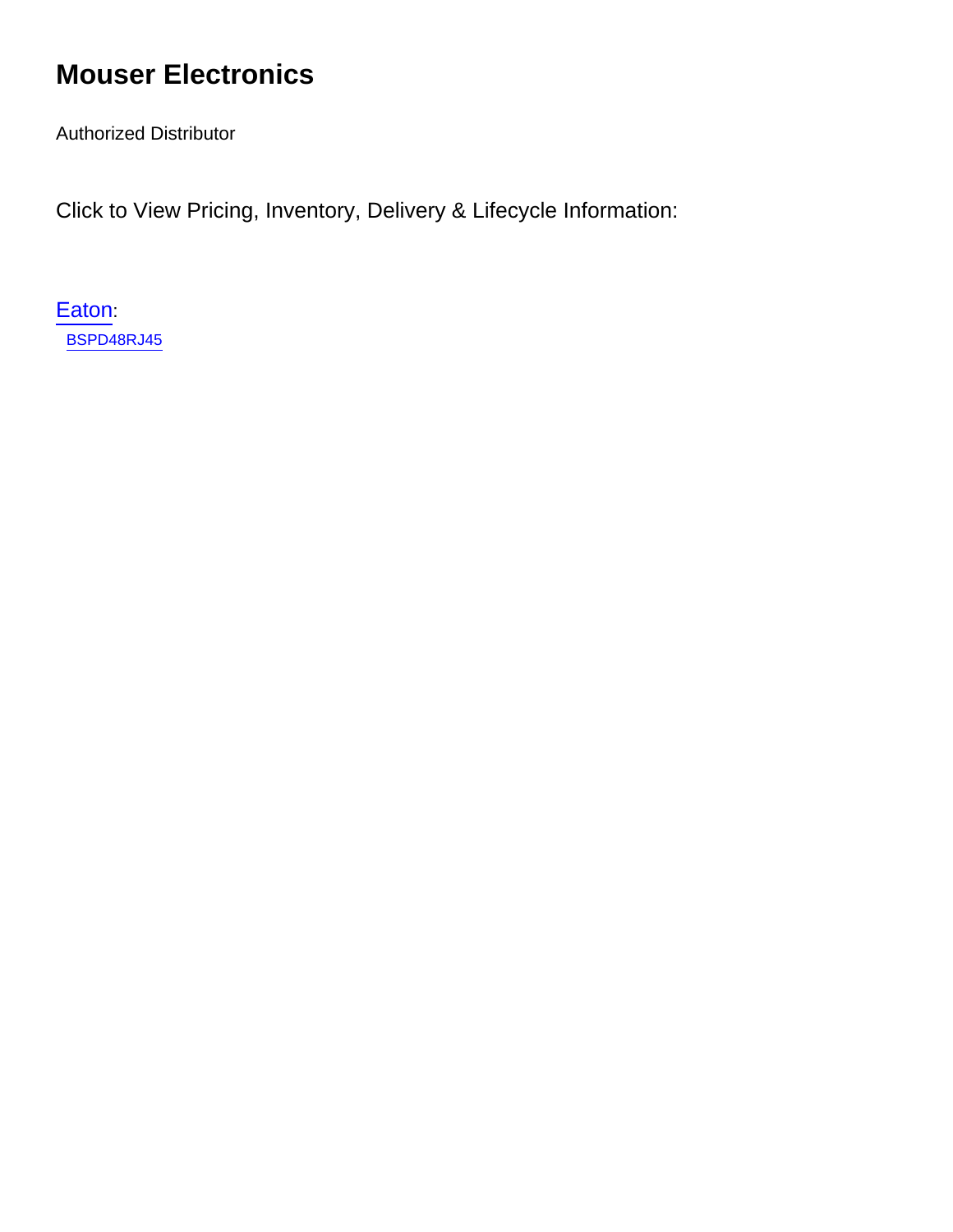# Mouser Electronics

Authorized Distributor

Click to View Pricing, Inventory, Delivery & Lifecycle Information:

Eaton:

BSPD48RJ45